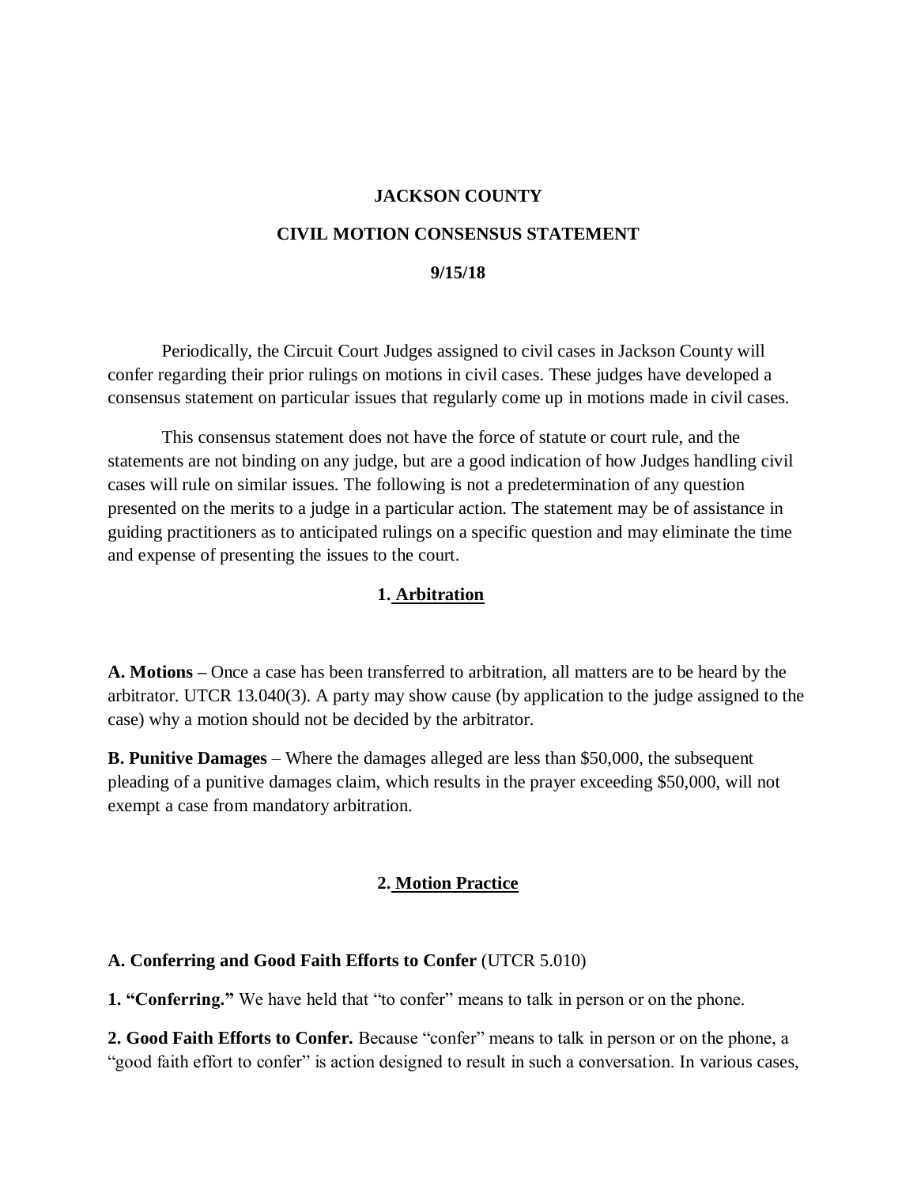# JACKSON COUNTY

## CIVIL MOTION CONSENSUS STATEMENT

**9/15/18**

Periodically, the Circuit Court Judges assigned to civil cases in Jackson County will confer regarding their prior rulings on motions in civil cases. These judges have developed a consensus statement on particular issues that regularly come up in motions made in civil cases.

This consensus statement does not have the force of statute or court rule, and the statements are not binding on any judge, but are a good indication of how Judges handling civil cases will rule on similar issues. The following is not a predetermination of any question presented on the merits to a judge in a particular action. The statement may be of assistance in guiding practitioners as to anticipated rulings on a specific question and may eliminate the time and expense of presenting the issues to the court.

## 1. Arbitration

**A. Motions –** Once a case has been transferred to arbitration, all matters are to be heard by the arbitrator. UTCR 13.040(3). A party may show cause (by application to the judge assigned to the case) why a motion should not be decided by the arbitrator.

**B. Punitive Damages** – Where the damages alleged are less than $50,000, the subsequent pleading of a punitive damages claim, which results in the prayer exceeding $50,000, will not exempt a case from mandatory arbitration.

## 2. Motion Practice

**A. Conferring and Good Faith Efforts to Confer** (UTCR 5.010)

**1. "Conferring."** We have held that "to confer" means to talk in person or on the phone.

**2. Good Faith Efforts to Confer.** Because "confer" means to talk in person or on the phone, a "good faith effort to confer" is action designed to result in such a conversation. In various cases,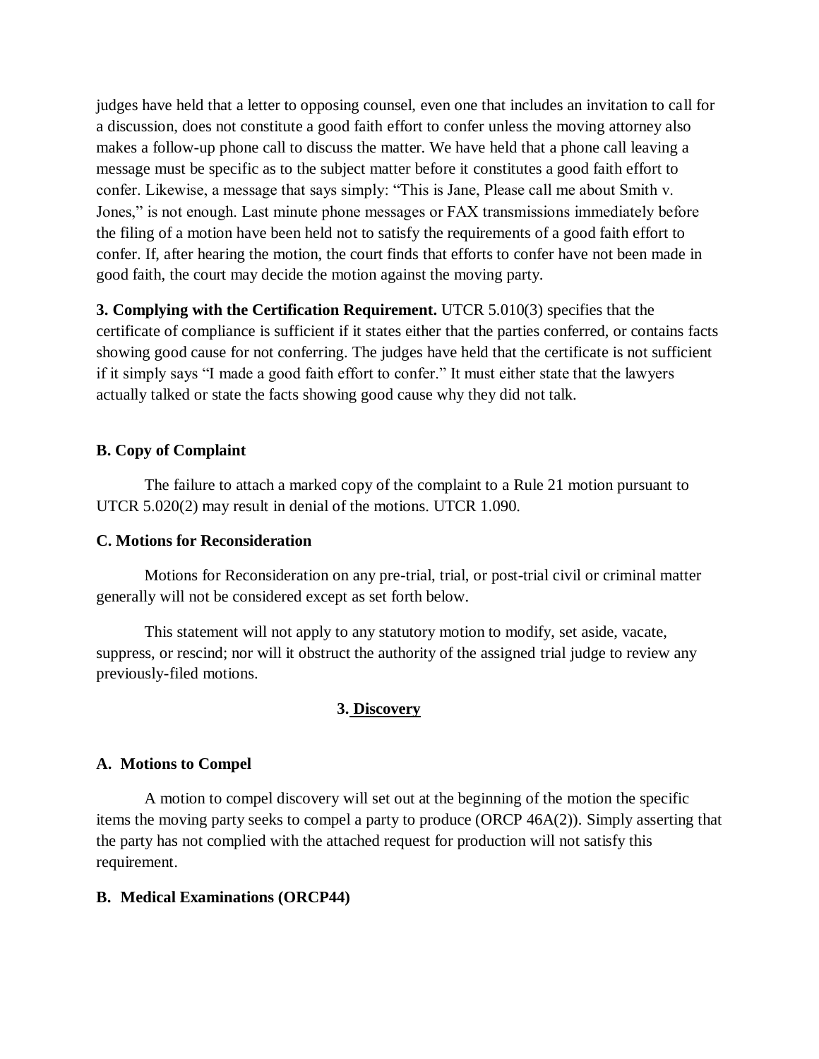judges have held that a letter to opposing counsel, even one that includes an invitation to call for a discussion, does not constitute a good faith effort to confer unless the moving attorney also makes a follow-up phone call to discuss the matter. We have held that a phone call leaving a message must be specific as to the subject matter before it constitutes a good faith effort to confer. Likewise, a message that says simply: "This is Jane, Please call me about Smith v. Jones," is not enough. Last minute phone messages or FAX transmissions immediately before the filing of a motion have been held not to satisfy the requirements of a good faith effort to confer. If, after hearing the motion, the court finds that efforts to confer have not been made in good faith, the court may decide the motion against the moving party.

**3. Complying with the Certification Requirement.** UTCR 5.010(3) specifies that the certificate of compliance is sufficient if it states either that the parties conferred, or contains facts showing good cause for not conferring. The judges have held that the certificate is not sufficient if it simply says "I made a good faith effort to confer." It must either state that the lawyers actually talked or state the facts showing good cause why they did not talk.

**B. Copy of Complaint**

The failure to attach a marked copy of the complaint to a Rule 21 motion pursuant to UTCR 5.020(2) may result in denial of the motions. UTCR 1.090.

**C. Motions for Reconsideration**

Motions for Reconsideration on any pre-trial, trial, or post-trial civil or criminal matter generally will not be considered except as set forth below.

This statement will not apply to any statutory motion to modify, set aside, vacate, suppress, or rescind; nor will it obstruct the authority of the assigned trial judge to review any previously-filed motions.

## 3. Discovery

**A. Motions to Compel**

A motion to compel discovery will set out at the beginning of the motion the specific items the moving party seeks to compel a party to produce (ORCP 46A(2)). Simply asserting that the party has not complied with the attached request for production will not satisfy this requirement.

**B. Medical Examinations (ORCP44)**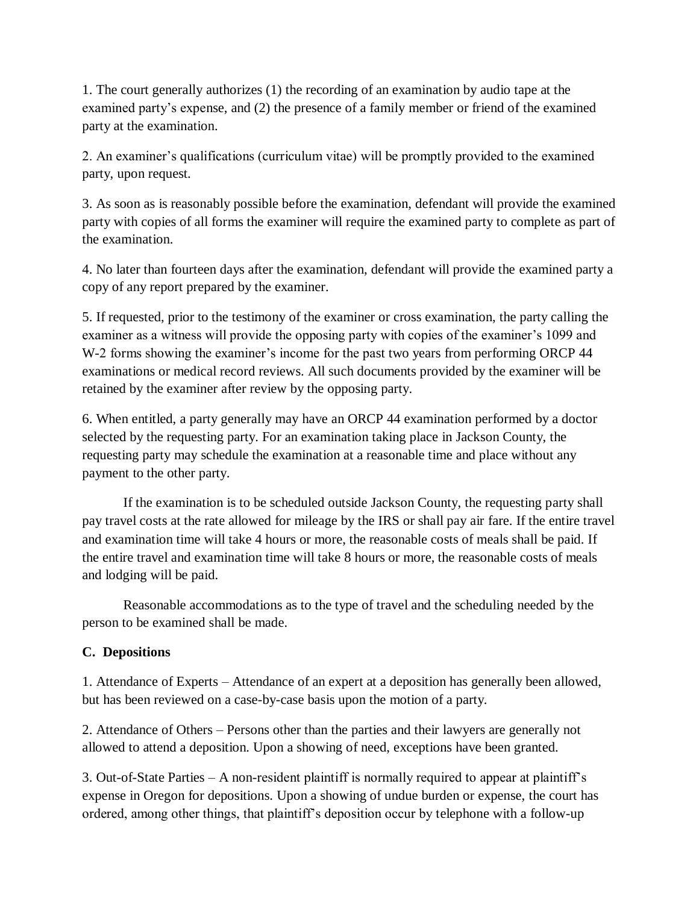1. The court generally authorizes (1) the recording of an examination by audio tape at the examined party's expense, and (2) the presence of a family member or friend of the examined party at the examination.

2. An examiner's qualifications (curriculum vitae) will be promptly provided to the examined party, upon request.

3. As soon as is reasonably possible before the examination, defendant will provide the examined party with copies of all forms the examiner will require the examined party to complete as part of the examination.

4. No later than fourteen days after the examination, defendant will provide the examined party a copy of any report prepared by the examiner.

5. If requested, prior to the testimony of the examiner or cross examination, the party calling the examiner as a witness will provide the opposing party with copies of the examiner's 1099 and W-2 forms showing the examiner's income for the past two years from performing ORCP 44 examinations or medical record reviews. All such documents provided by the examiner will be retained by the examiner after review by the opposing party.

6. When entitled, a party generally may have an ORCP 44 examination performed by a doctor selected by the requesting party. For an examination taking place in Jackson County, the requesting party may schedule the examination at a reasonable time and place without any payment to the other party.

If the examination is to be scheduled outside Jackson County, the requesting party shall pay travel costs at the rate allowed for mileage by the IRS or shall pay air fare. If the entire travel and examination time will take 4 hours or more, the reasonable costs of meals shall be paid. If the entire travel and examination time will take 8 hours or more, the reasonable costs of meals and lodging will be paid.

Reasonable accommodations as to the type of travel and the scheduling needed by the person to be examined shall be made.

**C. Depositions**

1. Attendance of Experts – Attendance of an expert at a deposition has generally been allowed, but has been reviewed on a case-by-case basis upon the motion of a party.

2. Attendance of Others – Persons other than the parties and their lawyers are generally not allowed to attend a deposition. Upon a showing of need, exceptions have been granted.

3. Out-of-State Parties – A non-resident plaintiff is normally required to appear at plaintiff's expense in Oregon for depositions. Upon a showing of undue burden or expense, the court has ordered, among other things, that plaintiff's deposition occur by telephone with a follow-up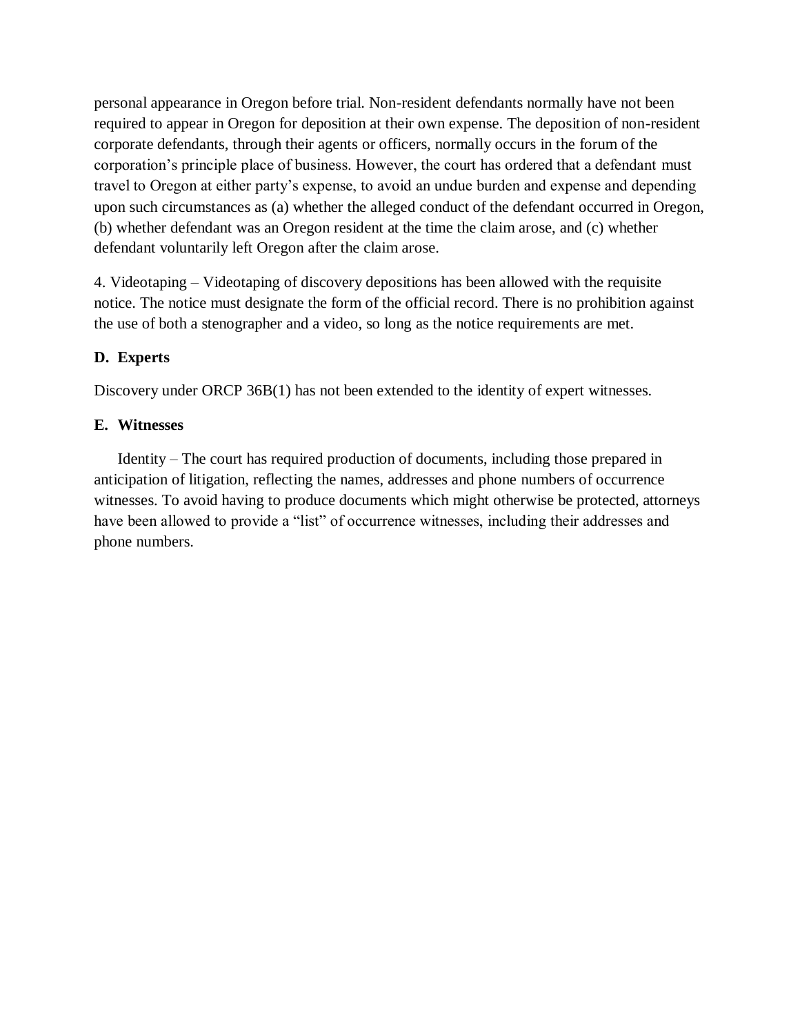personal appearance in Oregon before trial. Non-resident defendants normally have not been required to appear in Oregon for deposition at their own expense. The deposition of non-resident corporate defendants, through their agents or officers, normally occurs in the forum of the corporation's principle place of business. However, the court has ordered that a defendant must travel to Oregon at either party's expense, to avoid an undue burden and expense and depending upon such circumstances as (a) whether the alleged conduct of the defendant occurred in Oregon, (b) whether defendant was an Oregon resident at the time the claim arose, and (c) whether defendant voluntarily left Oregon after the claim arose.

4. Videotaping – Videotaping of discovery depositions has been allowed with the requisite notice. The notice must designate the form of the official record. There is no prohibition against the use of both a stenographer and a video, so long as the notice requirements are met.

### D. Experts

Discovery under ORCP 36B(1) has not been extended to the identity of expert witnesses.

### E. Witnesses

Identity – The court has required production of documents, including those prepared in anticipation of litigation, reflecting the names, addresses and phone numbers of occurrence witnesses. To avoid having to produce documents which might otherwise be protected, attorneys have been allowed to provide a "list" of occurrence witnesses, including their addresses and phone numbers.